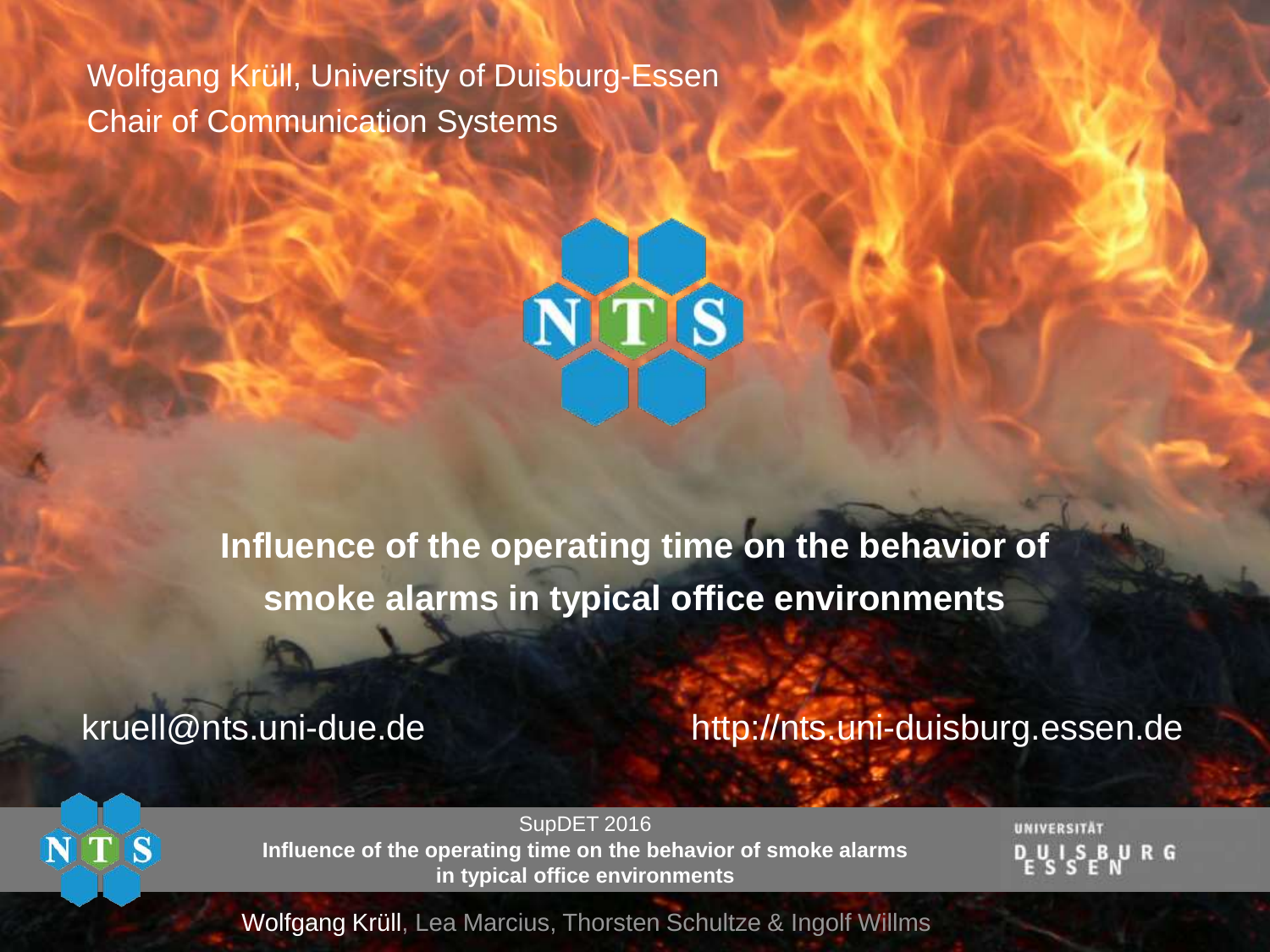Wolfgang Krüll, University of Duisburg-Essen
Chair of Communication Systems

# Influence of the operating time on the behavior of smoke alarms in typical office environments

kruell@nts.uni-due.de

http://nts.uni-duisburg.essen.de

Wolfgang Krüll, Lea Marcius, Thorsten Schultze & Ingolf Willms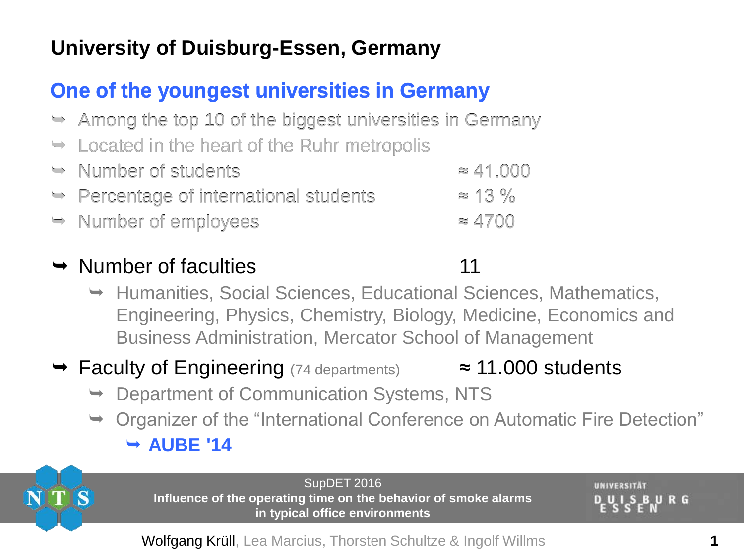# University of Duisburg-Essen, Germany

## One of the youngest universities in Germany

- Among the top 10 of the biggest universities in Germany
- Located in the heart of the Ruhr metropolis
- Number of students ≈ 41.000
- Percentage of international students ≈ 13 %
- Number of employees ≈ 4700

- Number of faculties 11
  - Humanities, Social Sciences, Educational Sciences, Mathematics, Engineering, Physics, Chemistry, Biology, Medicine, Economics and Business Administration, Mercator School of Management

- Faculty of Engineering (74 departments) ≈ 11.000 students
  - Department of Communication Systems, NTS
  - Organizer of the “International Conference on Automatic Fire Detection”
    - **AUBE '14**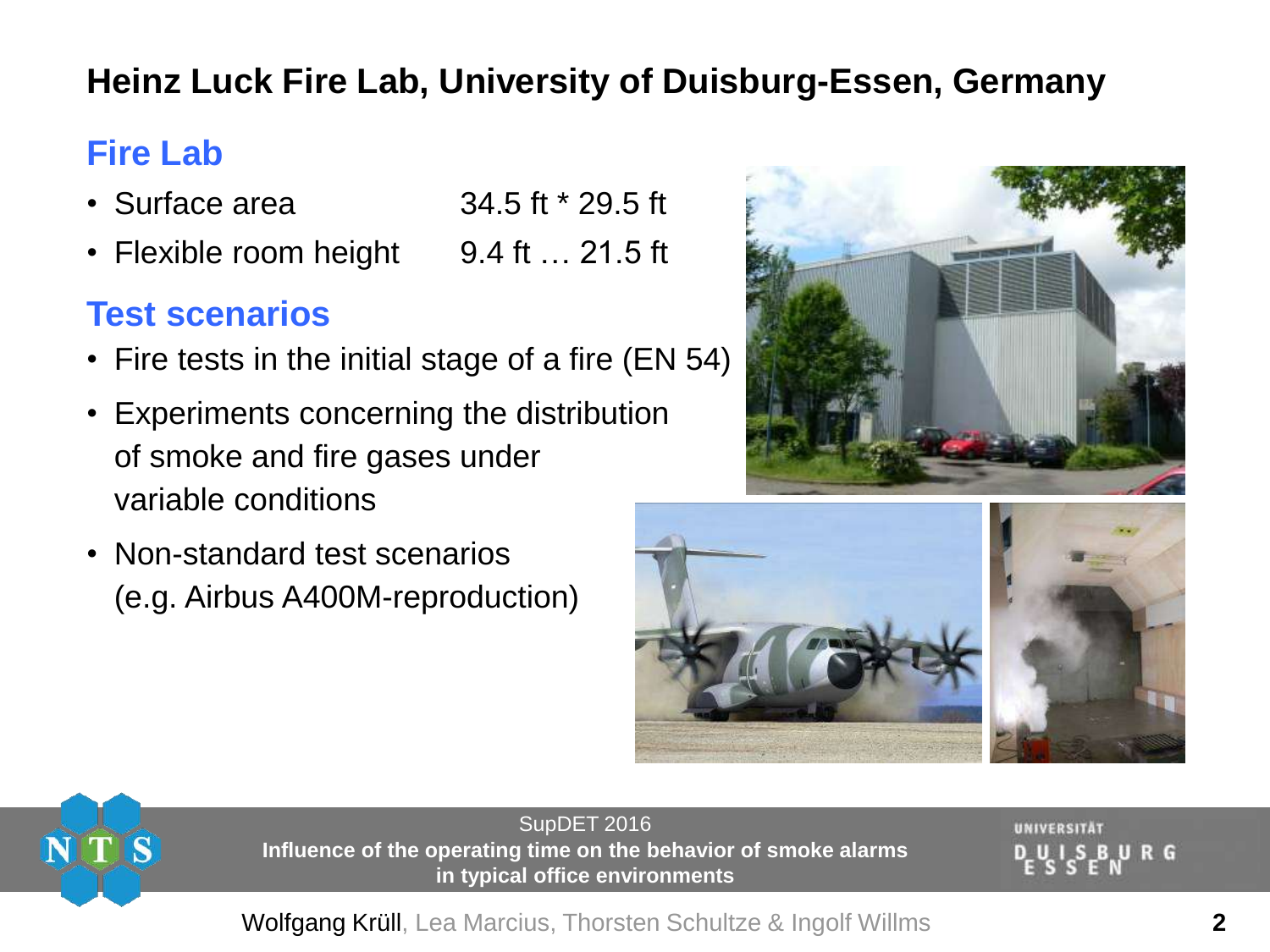# Heinz Luck Fire Lab, University of Duisburg-Essen, Germany

## Fire Lab

- Surface area 34.5 ft * 29.5 ft
- Flexible room height 9.4 ft … 21.5 ft

## Test scenarios

- Fire tests in the initial stage of a fire (EN 54)
- Experiments concerning the distribution of smoke and fire gases under variable conditions
- Non-standard test scenarios (e.g. Airbus A400M-reproduction)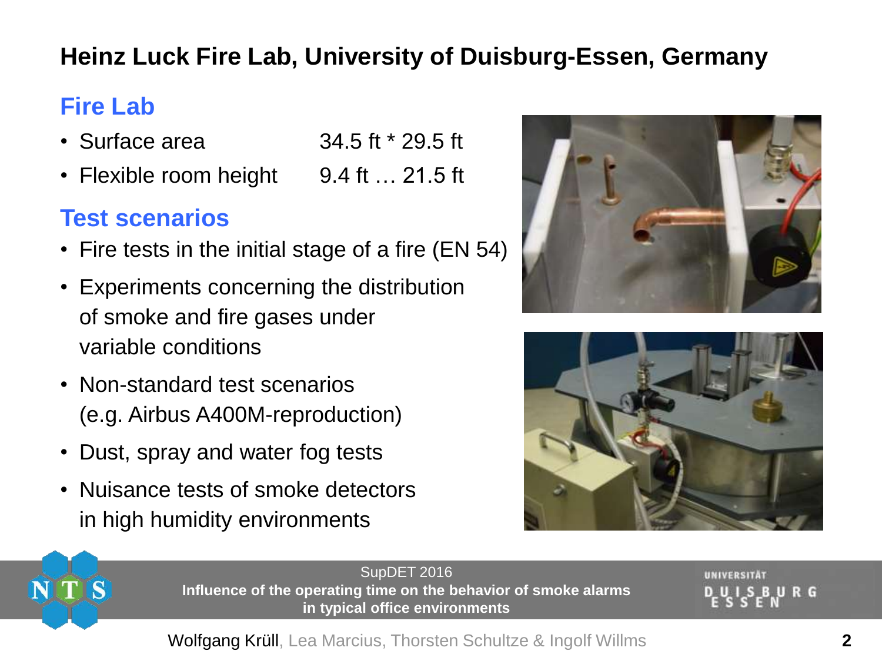# Heinz Luck Fire Lab, University of Duisburg-Essen, Germany

## Fire Lab

- Surface area 34.5 ft * 29.5 ft
- Flexible room height 9.4 ft … 21.5 ft

## Test scenarios

- Fire tests in the initial stage of a fire (EN 54)
- Experiments concerning the distribution of smoke and fire gases under variable conditions
- Non-standard test scenarios (e.g. Airbus A400M-reproduction)
- Dust, spray and water fog tests
- Nuisance tests of smoke detectors in high humidity environments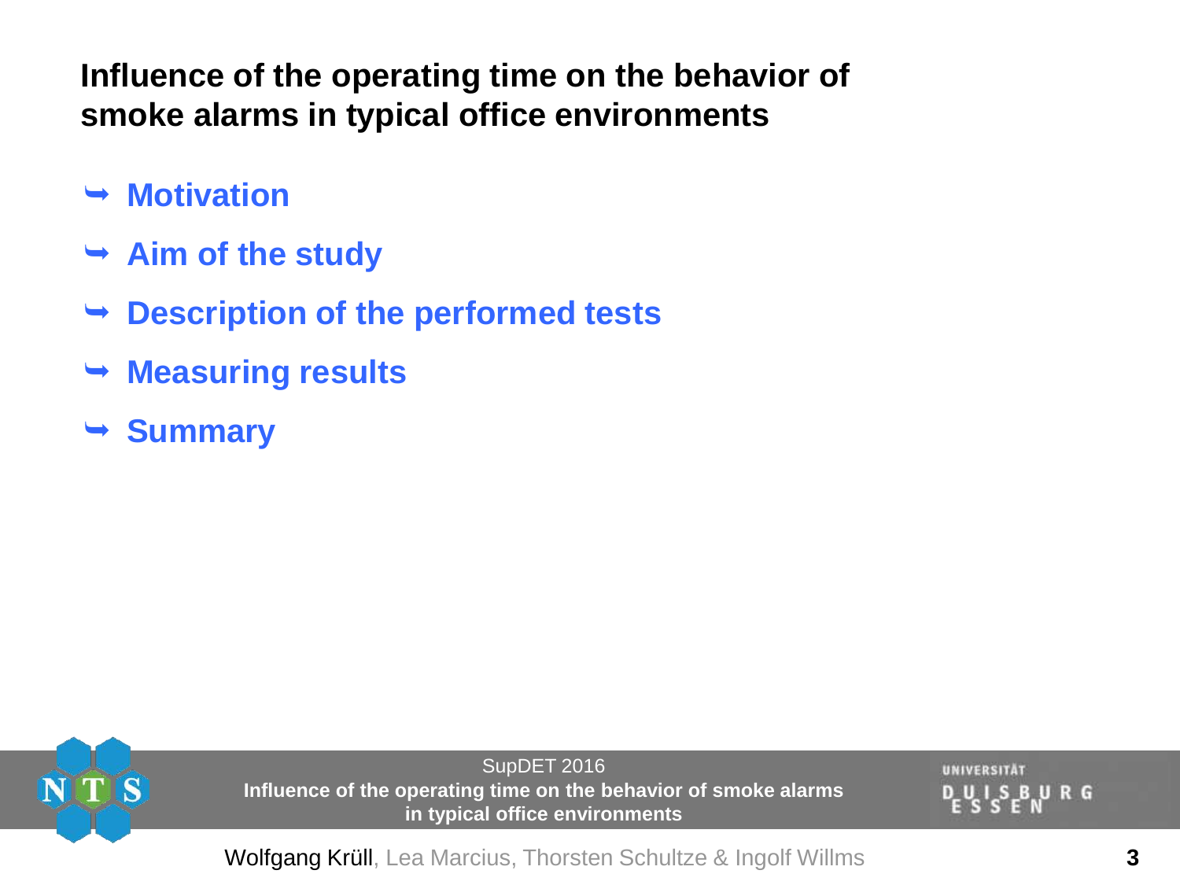## Influence of the operating time on the behavior of smoke alarms in typical office environments

- **Motivation**
- **Aim of the study**
- **Description of the performed tests**
- **Measuring results**
- **Summary**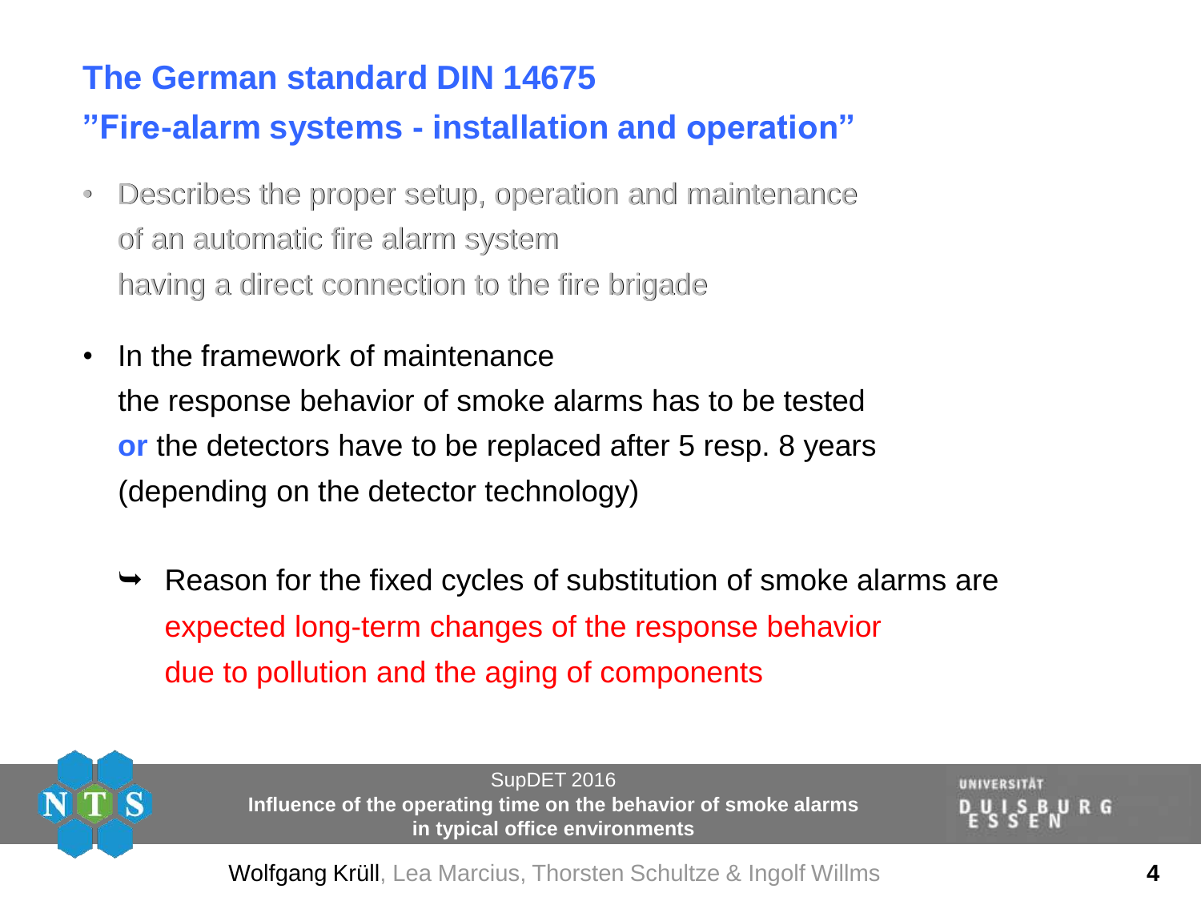## The German standard DIN 14675
## ”Fire-alarm systems - installation and operation”

- Describes the proper setup, operation and maintenance of an automatic fire alarm system having a direct connection to the fire brigade

- In the framework of maintenance the response behavior of smoke alarms has to be tested **or** the detectors have to be replaced after 5 resp. 8 years (depending on the detector technology)

  ➥ Reason for the fixed cycles of substitution of smoke alarms are expected long-term changes of the response behavior due to pollution and the aging of components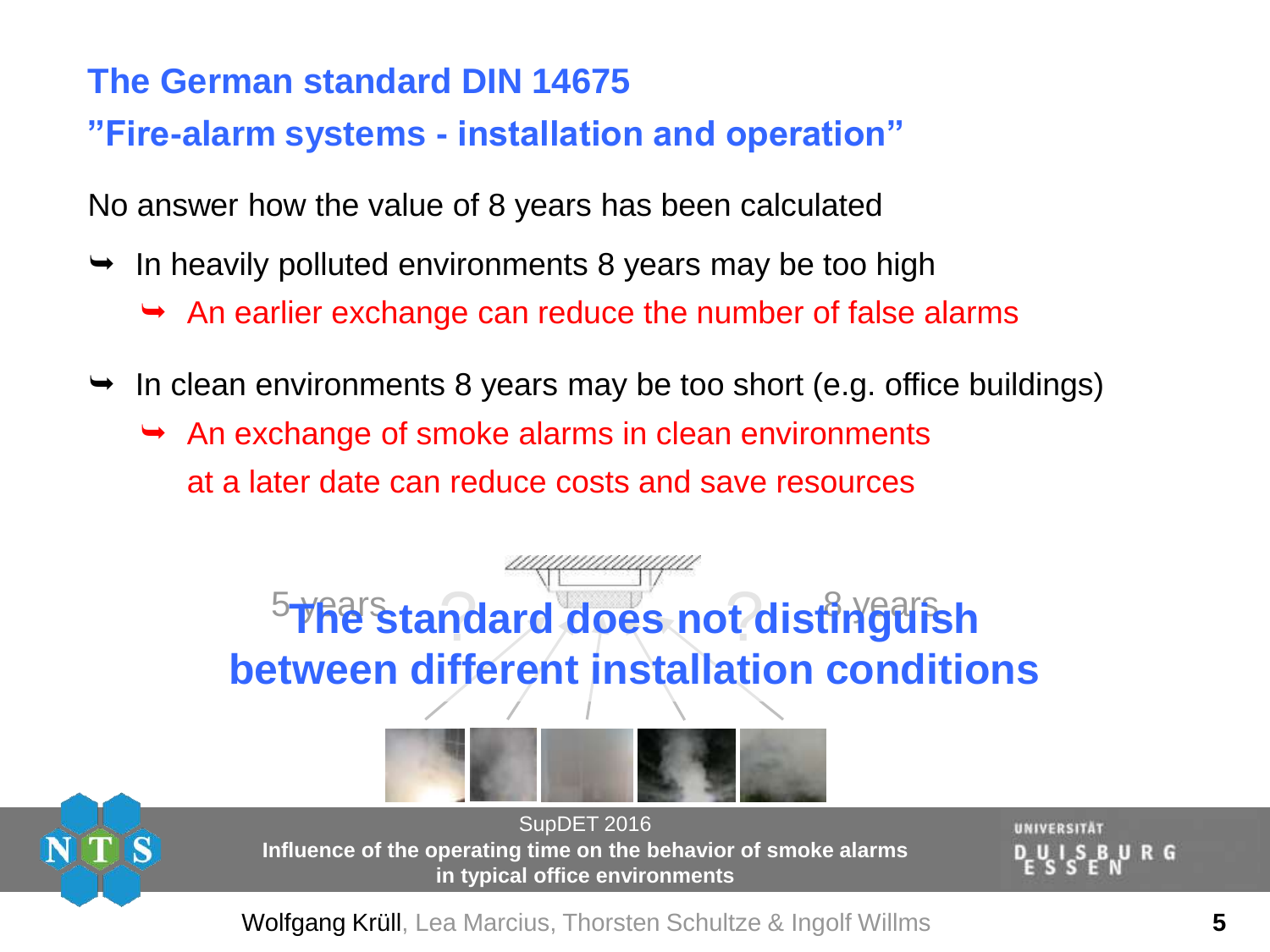## The German standard DIN 14675

## ”Fire-alarm systems - installation and operation”

No answer how the value of 8 years has been calculated

- In heavily polluted environments 8 years may be too high
  - An earlier exchange can reduce the number of false alarms
- In clean environments 8 years may be too short (e.g. office buildings)
  - An exchange of smoke alarms in clean environments at a later date can reduce costs and save resources

5 years ? ? 8 years

**The standard does not distinguish between different installation conditions**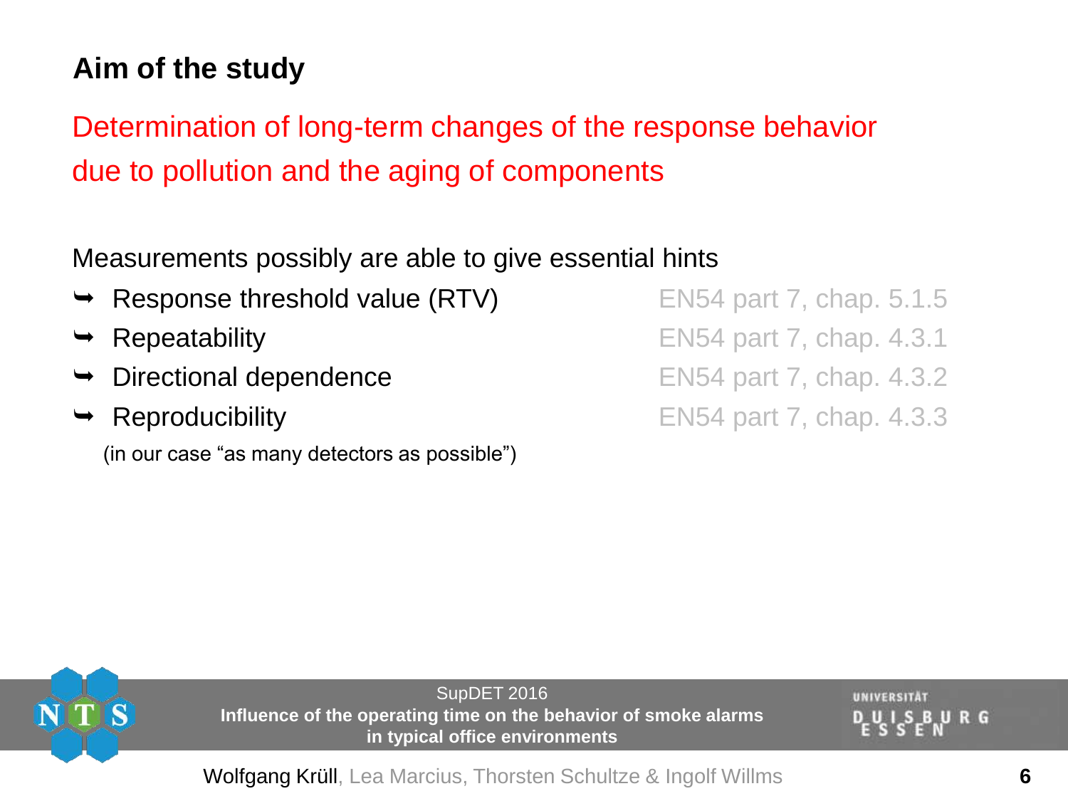## Aim of the study

Determination of long-term changes of the response behavior due to pollution and the aging of components

Measurements possibly are able to give essential hints

- ➥ Response threshold value (RTV) — EN54 part 7, chap. 5.1.5
- ➥ Repeatability — EN54 part 7, chap. 4.3.1
- ➥ Directional dependence — EN54 part 7, chap. 4.3.2
- ➥ Reproducibility — EN54 part 7, chap. 4.3.3

(in our case "as many detectors as possible")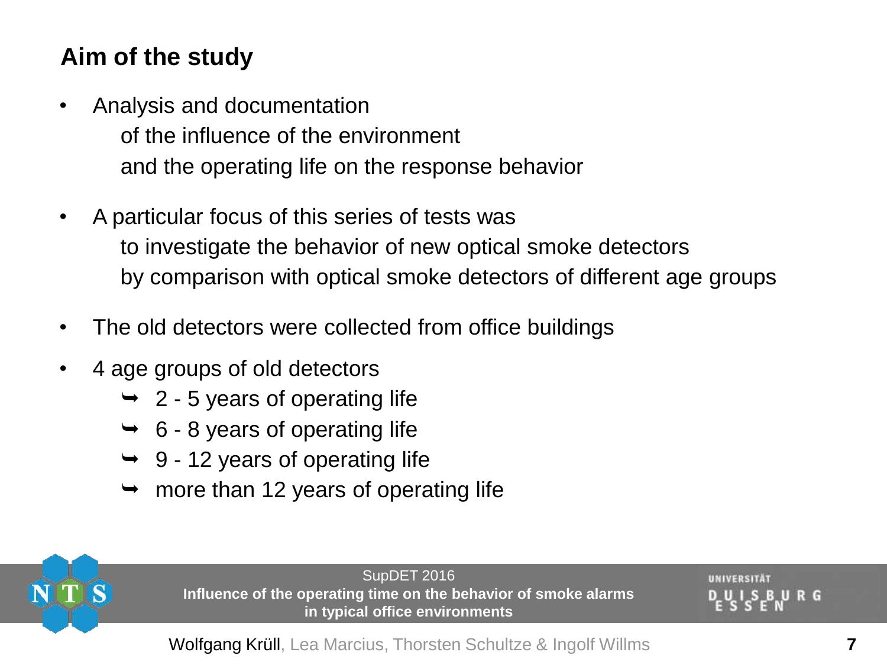## Aim of the study

- Analysis and documentation
  of the influence of the environment
  and the operating life on the response behavior
- A particular focus of this series of tests was
  to investigate the behavior of new optical smoke detectors
  by comparison with optical smoke detectors of different age groups
- The old detectors were collected from office buildings
- 4 age groups of old detectors
  - 2 - 5 years of operating life
  - 6 - 8 years of operating life
  - 9 - 12 years of operating life
  - more than 12 years of operating life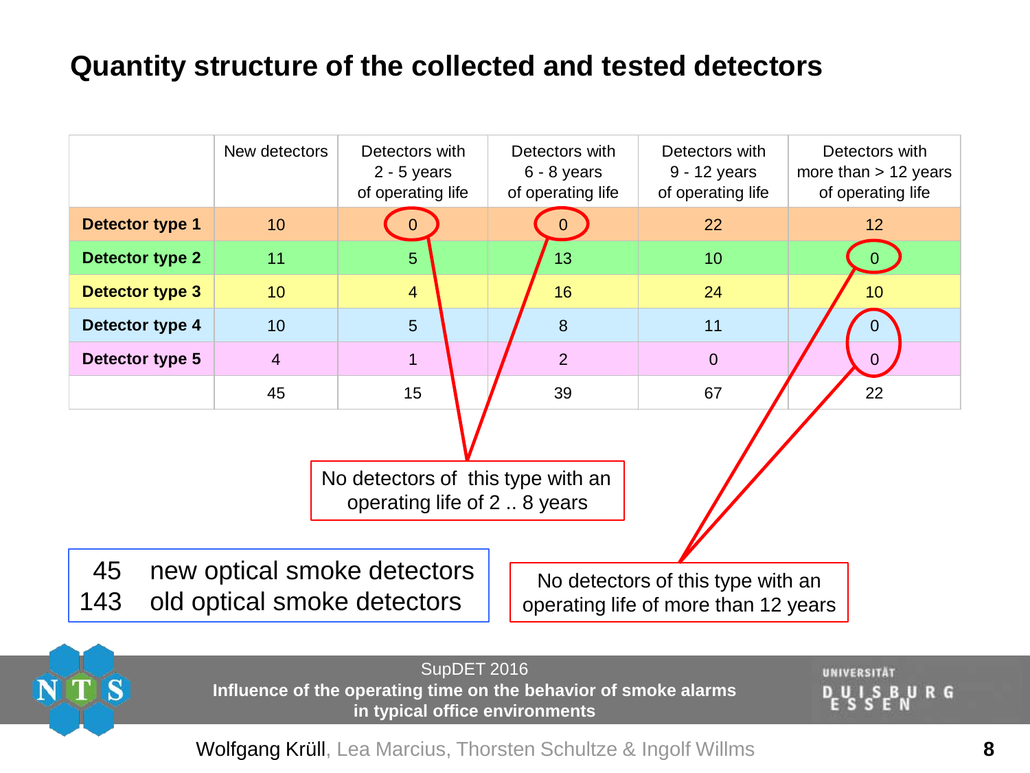# Quantity structure of the collected and tested detectors

| | New detectors | Detectors with 2 - 5 years of operating life | Detectors with 6 - 8 years of operating life | Detectors with 9 - 12 years of operating life | Detectors with more than > 12 years of operating life |
|---|---|---|---|---|---|
| **Detector type 1** | 10 | 0 | 0 | 22 | 12 |
| **Detector type 2** | 11 | 5 | 13 | 10 | 0 |
| **Detector type 3** | 10 | 4 | 16 | 24 | 10 |
| **Detector type 4** | 10 | 5 | 8 | 11 | 0 |
| **Detector type 5** | 4 | 1 | 2 | 0 | 0 |
| | 45 | 15 | 39 | 67 | 22 |

No detectors of this type with an operating life of 2 .. 8 years

No detectors of this type with an operating life of more than 12 years

45 new optical smoke detectors
143 old optical smoke detectors

SupDET 2016
**Influence of the operating time on the behavior of smoke alarms in typical office environments**

Wolfgang Krüll, Lea Marcius, Thorsten Schultze & Ingolf Willms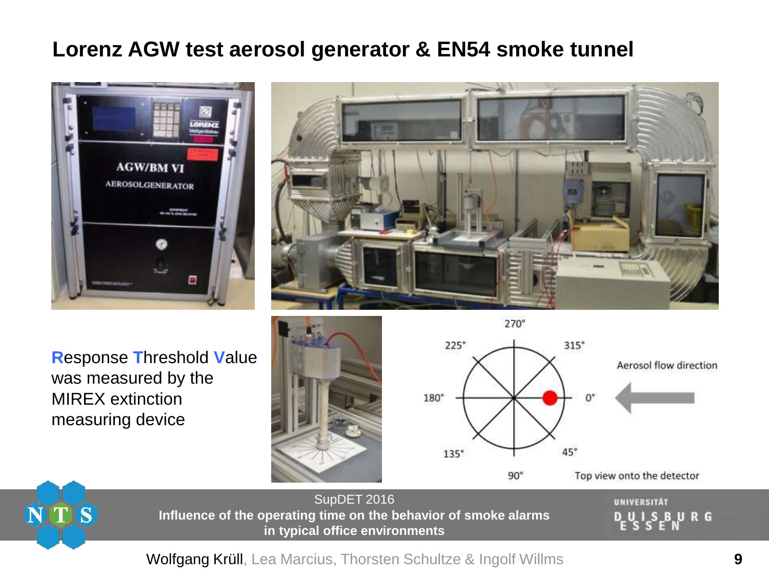## Lorenz AGW test aerosol generator & EN54 smoke tunnel

**R**esponse **T**hreshold **V**alue was measured by the MIREX extinction measuring device

270° 225° 315° 180° 0° 135° 45° 90°

Aerosol flow direction

Top view onto the detector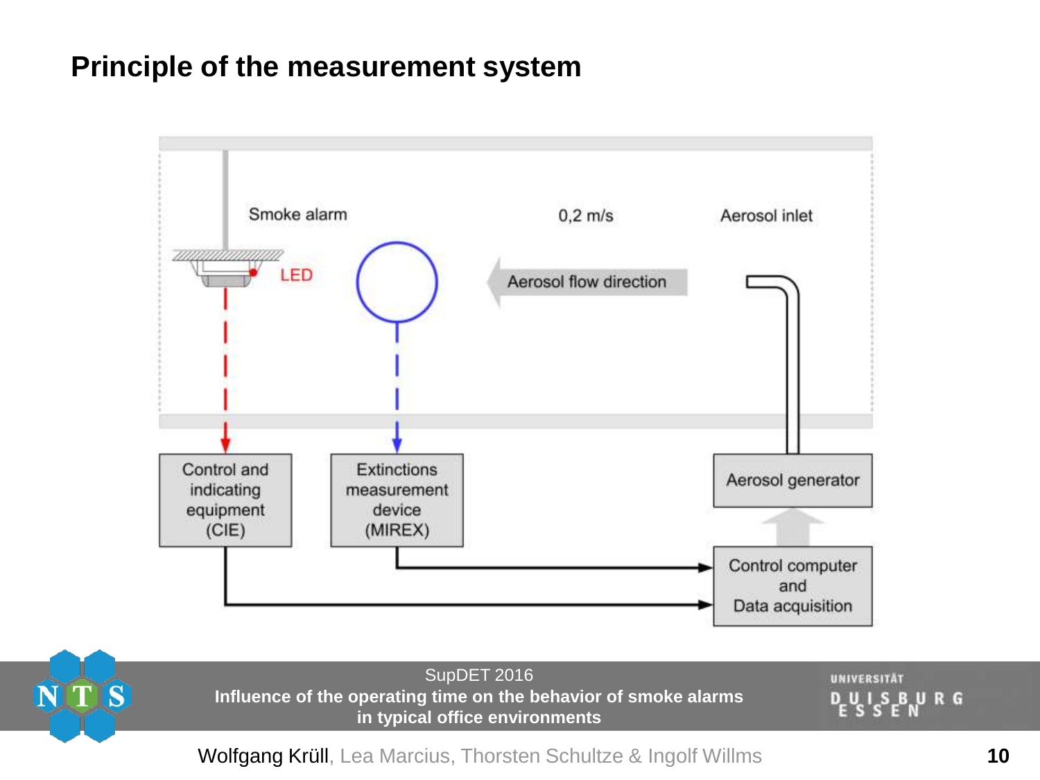# Principle of the measurement system

Smoke alarm

LED

0,2 m/s

Aerosol inlet

Aerosol flow direction

Control and indicating equipment (CIE)

Extinctions measurement device (MIREX)

Aerosol generator

Control computer and Data acquisition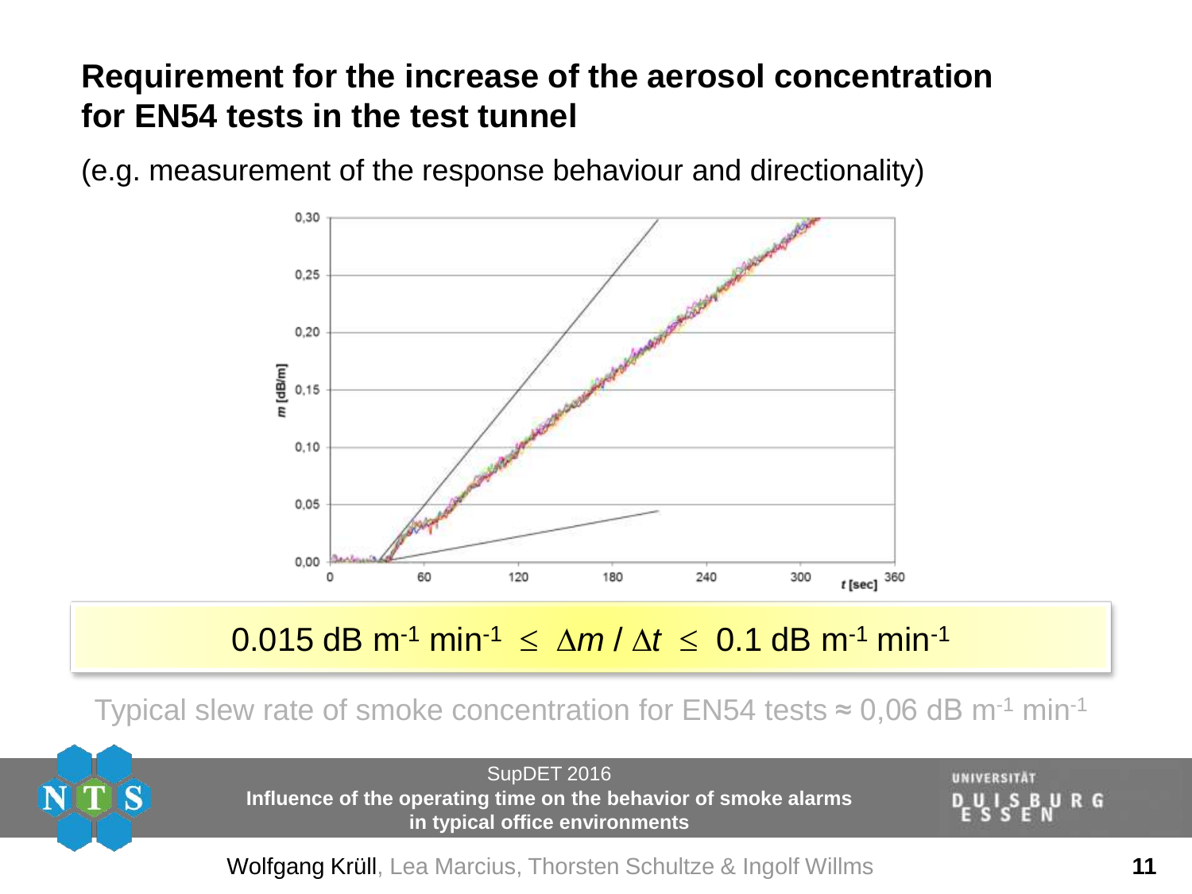# Requirement for the increase of the aerosol concentration for EN54 tests in the test tunnel

(e.g. measurement of the response behaviour and directionality)

$$0.015 \text{ dB m}^{-1} \text{ min}^{-1} \leq \Delta m / \Delta t \leq 0.1 \text{ dB m}^{-1} \text{ min}^{-1}$$

Typical slew rate of smoke concentration for EN54 tests ≈ 0,06 dB $m^{-1}$ $min^{-1}$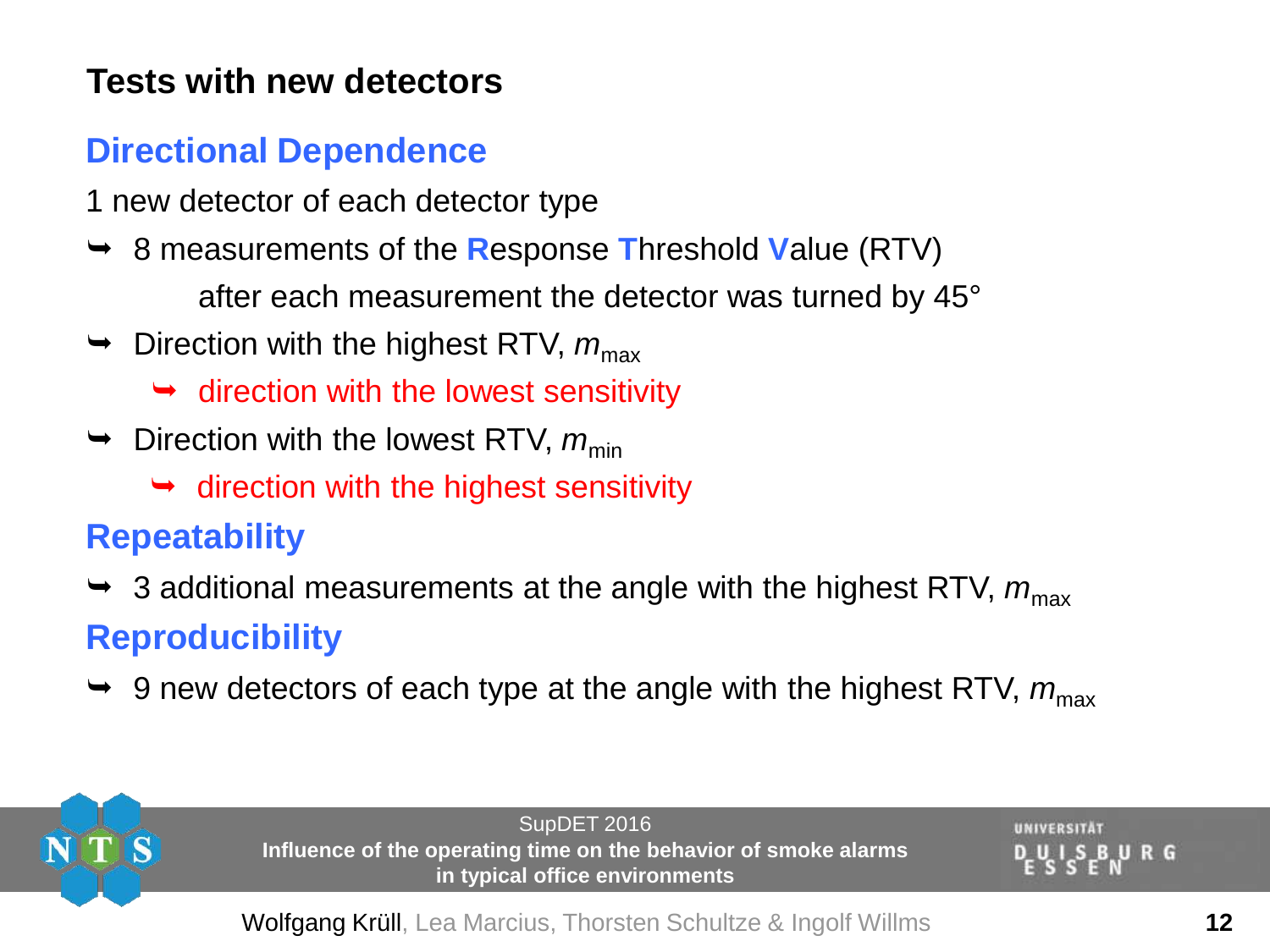# Tests with new detectors

## Directional Dependence

1 new detector of each detector type

- 8 measurements of the Response Threshold Value (RTV)

  after each measurement the detector was turned by 45°
- Direction with the highest RTV, $m_{max}$
  - direction with the lowest sensitivity
- Direction with the lowest RTV, $m_{min}$
  - direction with the highest sensitivity

## Repeatability

- 3 additional measurements at the angle with the highest RTV, $m_{max}$

## Reproducibility

- 9 new detectors of each type at the angle with the highest RTV, $m_{max}$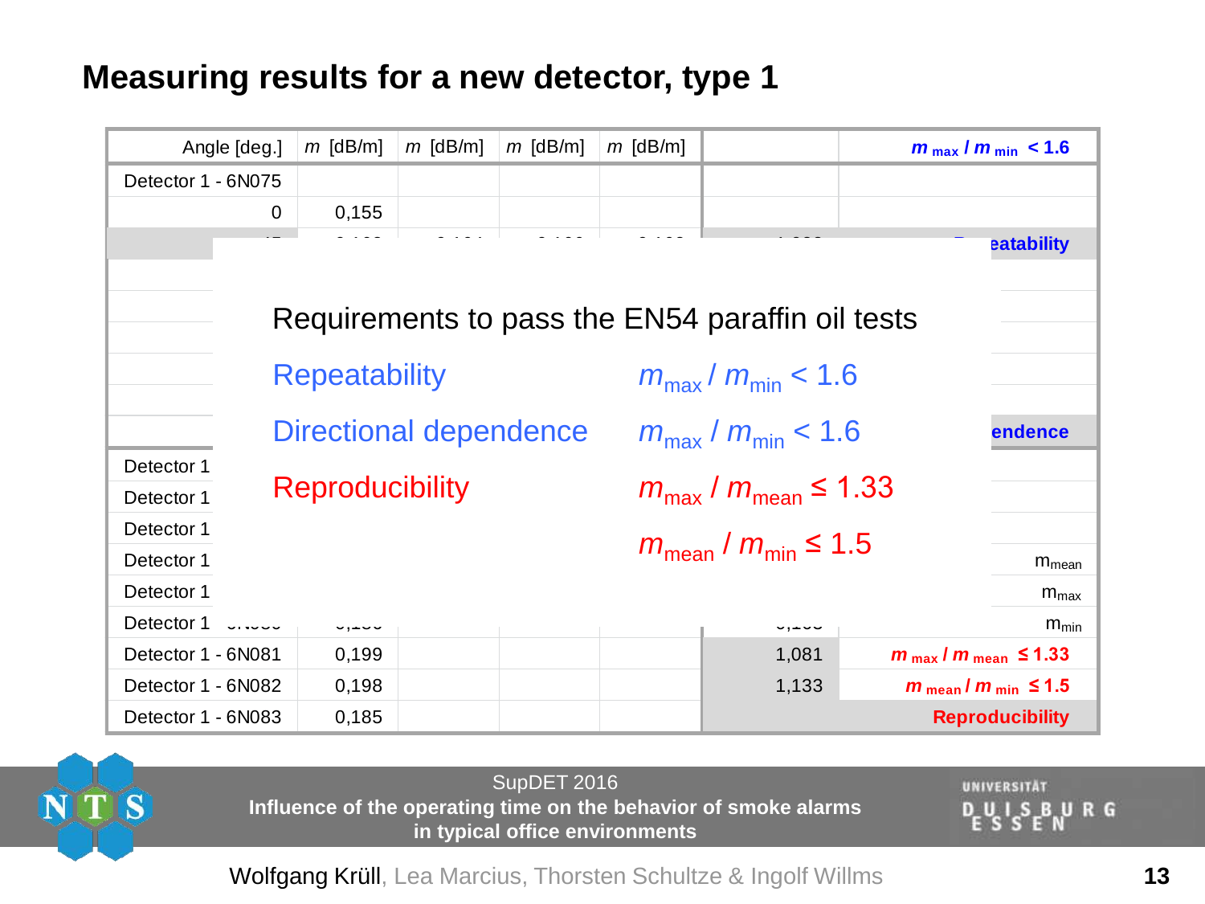# Measuring results for a new detector, type 1

| Angle [deg.] | $m$ [dB/m] | $m$ [dB/m] | $m$ [dB/m] | $m$ [dB/m] | | $m_{max}$ / $m_{min}$ < 1.6 |
|---|---|---|---|---|---|---|
| Detector 1 - 6N075 | | | | | | |
| 0 | 0,155 | | | | | |
| | | | | | | eatability |
| | | | | | | endence |
| Detector 1 | | | | | | |
| Detector 1 | | | | | | |
| Detector 1 | | | | | | |
| Detector 1 | | | | | | $m_{mean}$ |
| Detector 1 | | | | | | $m_{max}$ |
| Detector 1 | | | | | | $m_{min}$ |
| Detector 1 - 6N081 | 0,199 | | | | 1,081 | $m_{max}$ / $m_{mean}$ ≤ 1.33 |
| Detector 1 - 6N082 | 0,198 | | | | 1,133 | $m_{mean}$ / $m_{min}$ ≤ 1.5 |
| Detector 1 - 6N083 | 0,185 | | | | | Reproducibility |

Requirements to pass the EN54 paraffin oil tests

| | |
|---|---|
| Repeatability | $m_{max} / m_{min} < 1.6$ |
| Directional dependence | $m_{max} / m_{min} < 1.6$ |
| Reproducibility | $m_{max} / m_{mean} \leq 1.33$ |
| | $m_{mean} / m_{min} \leq 1.5$ |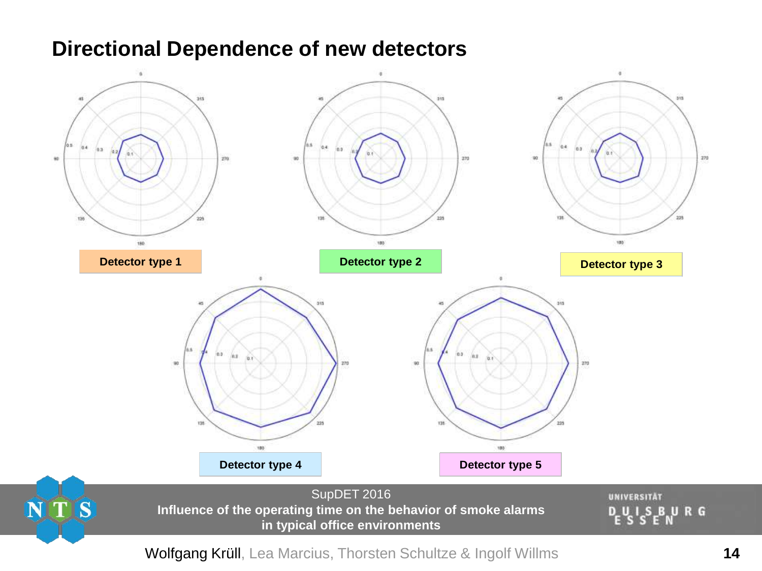# Directional Dependence of new detectors

Detector type 1

Detector type 2

Detector type 3

Detector type 4

Detector type 5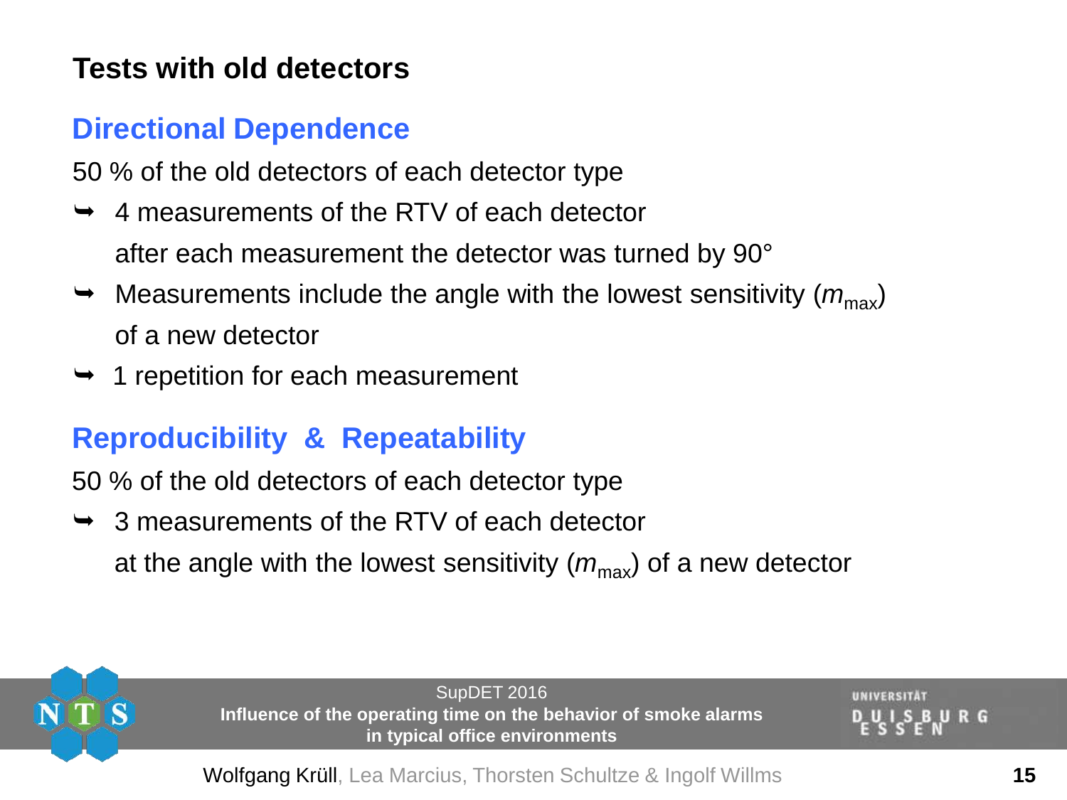# Tests with old detectors

## Directional Dependence

50 % of the old detectors of each detector type

- 4 measurements of the RTV of each detector
  after each measurement the detector was turned by 90°
- Measurements include the angle with the lowest sensitivity ($m_{max}$) of a new detector
- 1 repetition for each measurement

## Reproducibility & Repeatability

50 % of the old detectors of each detector type

- 3 measurements of the RTV of each detector
  at the angle with the lowest sensitivity ($m_{max}$) of a new detector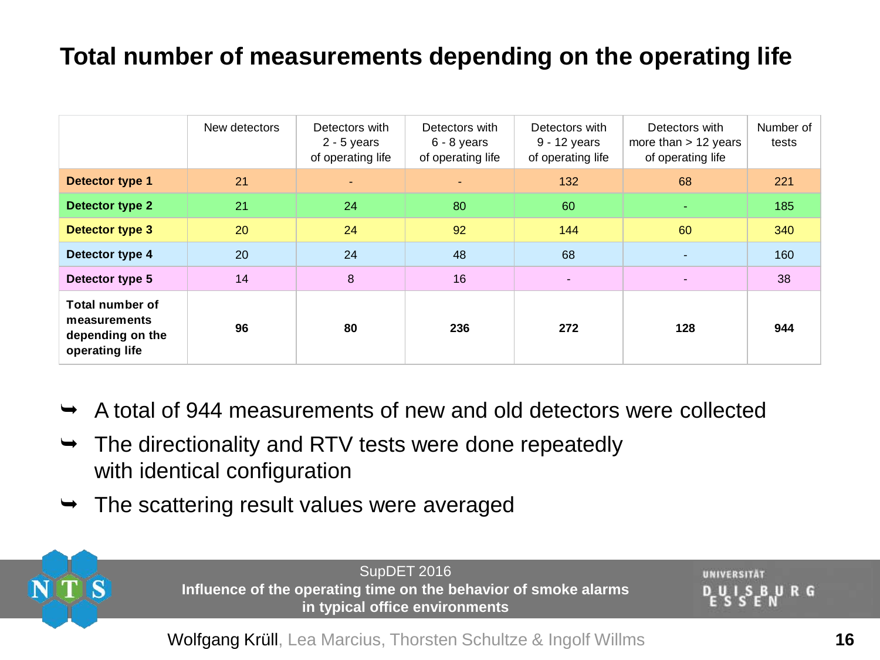# Total number of measurements depending on the operating life

| | New detectors | Detectors with 2 - 5 years of operating life | Detectors with 6 - 8 years of operating life | Detectors with 9 - 12 years of operating life | Detectors with more than > 12 years of operating life | Number of tests |
|---|---|---|---|---|---|---|
| **Detector type 1** | 21 | - | - | 132 | 68 | 221 |
| **Detector type 2** | 21 | 24 | 80 | 60 | - | 185 |
| **Detector type 3** | 20 | 24 | 92 | 144 | 60 | 340 |
| **Detector type 4** | 20 | 24 | 48 | 68 | - | 160 |
| **Detector type 5** | 14 | 8 | 16 | - | - | 38 |
| **Total number of measurements depending on the operating life** | **96** | **80** | **236** | **272** | **128** | **944** |

- A total of 944 measurements of new and old detectors were collected
- The directionality and RTV tests were done repeatedly with identical configuration
- The scattering result values were averaged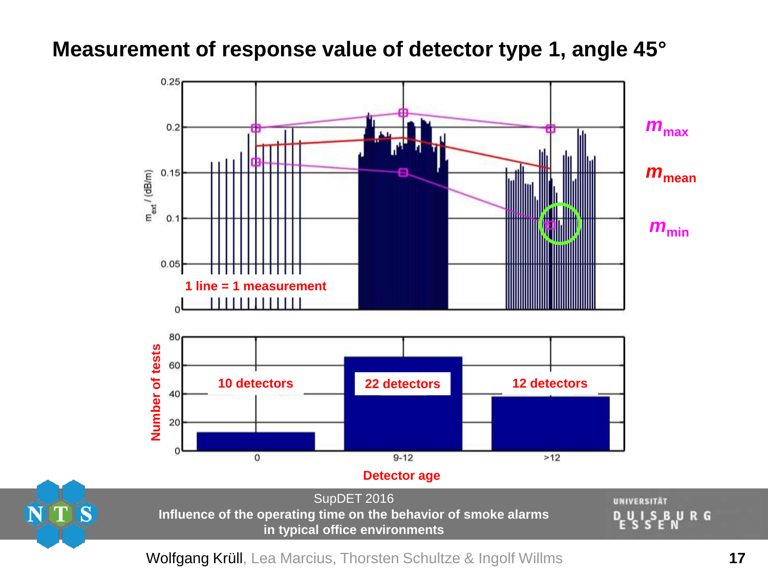# Measurement of response value of detector type 1, angle 45°

$m_{max}$

$m_{mean}$

$m_{min}$

1 line = 1 measurement

$m_{ext}$ / (dB/m)

Number of tests

10 detectors

22 detectors

12 detectors

Detector age

0 | 9-12 | >12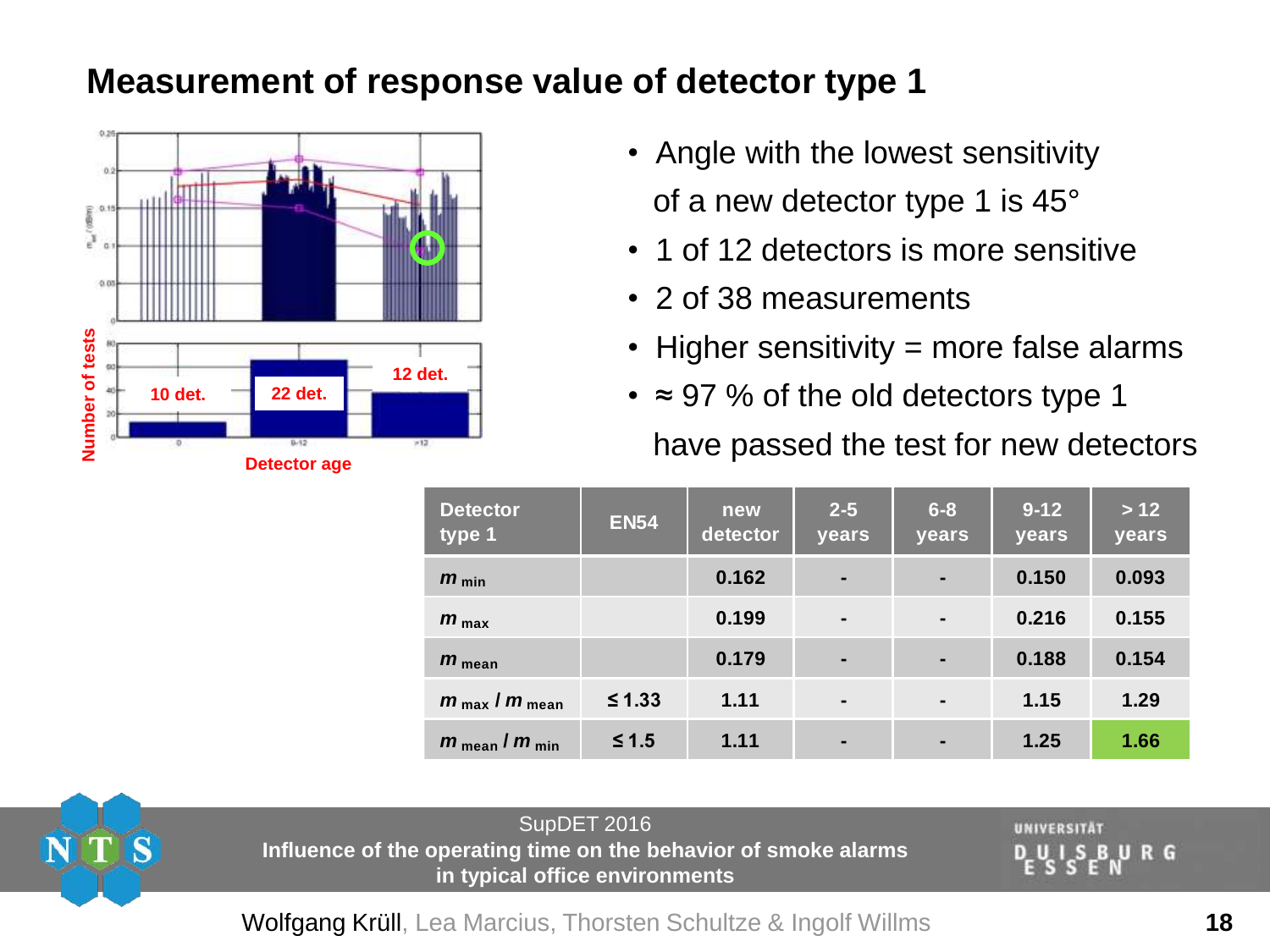# Measurement of response value of detector type 1

- Angle with the lowest sensitivity of a new detector type 1 is 45°
- 1 of 12 detectors is more sensitive
- 2 of 38 measurements
- Higher sensitivity = more false alarms
- ≈ 97 % of the old detectors type 1 have passed the test for new detectors

Number of tests — Detector age: 10 det., 22 det., 12 det.

| Detector type 1 | EN54 | new detector | 2-5 years | 6-8 years | 9-12 years | > 12 years |
|---|---|---|---|---|---|---|
| $m_{min}$ | | 0.162 | - | - | 0.150 | 0.093 |
| $m_{max}$ | | 0.199 | - | - | 0.216 | 0.155 |
| $m_{mean}$ | | 0.179 | - | - | 0.188 | 0.154 |
| $m_{max} / m_{mean}$ | ≤ 1.33 | 1.11 | - | - | 1.15 | 1.29 |
| $m_{mean} / m_{min}$ | ≤ 1.5 | 1.11 | - | - | 1.25 | 1.66 |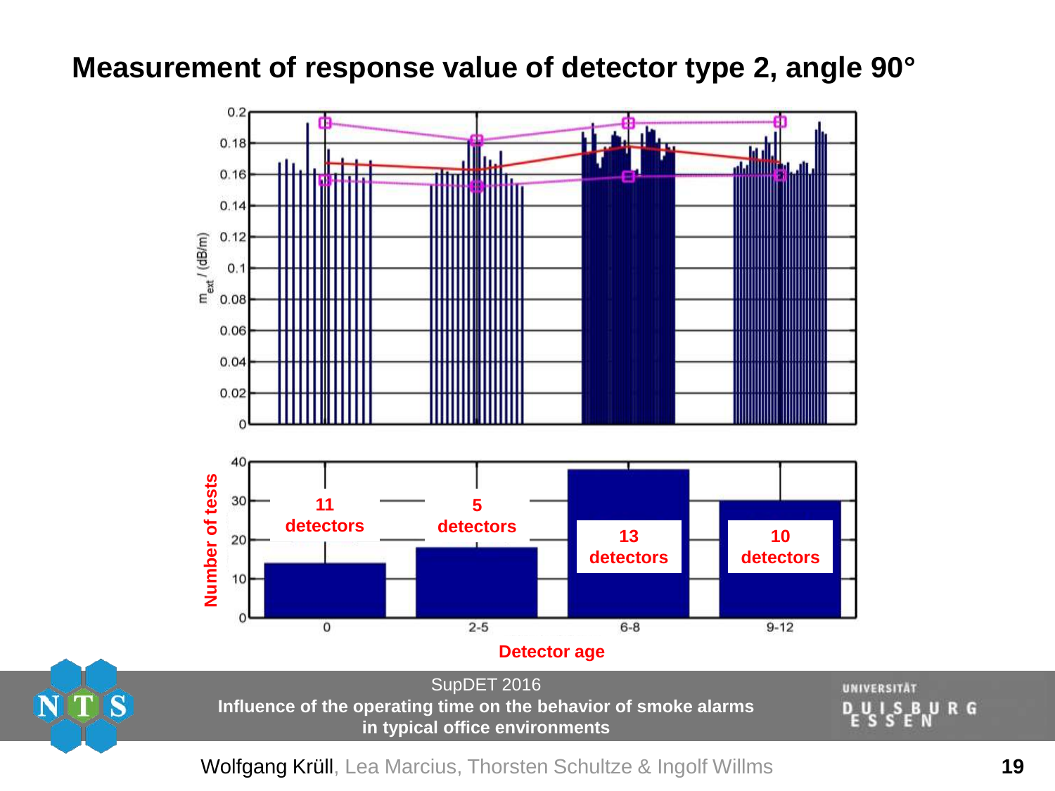# Measurement of response value of detector type 2, angle 90°

$m_{ext}$ / (dB/m)

Number of tests

11 detectors

5 detectors

13 detectors

10 detectors

0 | 2-5 | 6-8 | 9-12

Detector age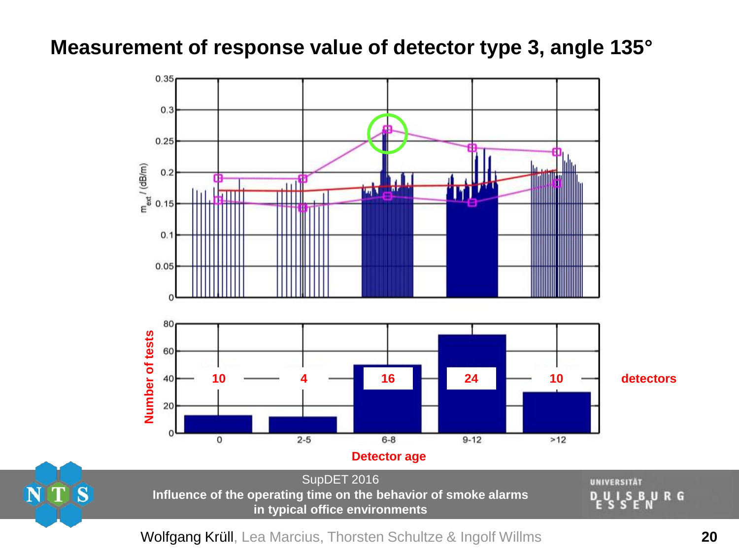# Measurement of response value of detector type 3, angle 135°

$m_{ext}$ / (dB/m)

Number of tests

| 0 | 2-5 | 6-8 | 9-12 | >12 | |
|---|---|---|---|---|---|
| 10 | 4 | 16 | 24 | 10 | detectors |

Detector age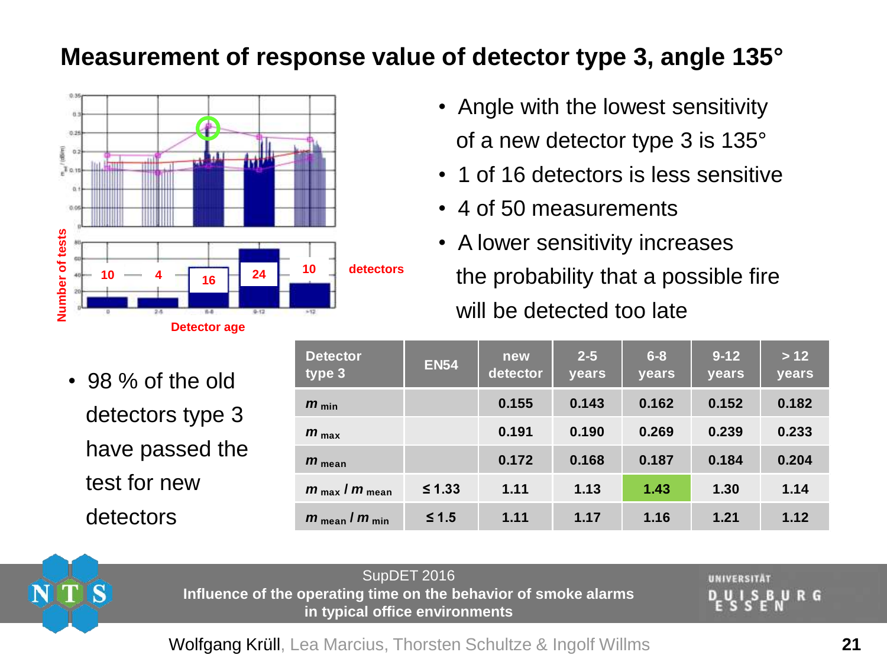# Measurement of response value of detector type 3, angle 135°

Number of tests

| 10 | 4 | 16 | 24 | 10 | detectors |
|---|---|---|---|---|---|

Detector age

- Angle with the lowest sensitivity of a new detector type 3 is 135°
- 1 of 16 detectors is less sensitive
- 4 of 50 measurements
- A lower sensitivity increases the probability that a possible fire will be detected too late

- 98 % of the old detectors type 3 have passed the test for new detectors

| Detector type 3 | EN54 | new detector | 2-5 years | 6-8 years | 9-12 years | > 12 years |
|---|---|---|---|---|---|---|
| $m_{min}$ | | 0.155 | 0.143 | 0.162 | 0.152 | 0.182 |
| $m_{max}$ | | 0.191 | 0.190 | 0.269 | 0.239 | 0.233 |
| $m_{mean}$ | | 0.172 | 0.168 | 0.187 | 0.184 | 0.204 |
| $m_{max} / m_{mean}$ | ≤ 1.33 | 1.11 | 1.13 | 1.43 | 1.30 | 1.14 |
| $m_{mean} / m_{min}$ | ≤ 1.5 | 1.11 | 1.17 | 1.16 | 1.21 | 1.12 |

SupDET 2016
Influence of the operating time on the behavior of smoke alarms in typical office environments

Wolfgang Krüll, Lea Marcius, Thorsten Schultze & Ingolf Willms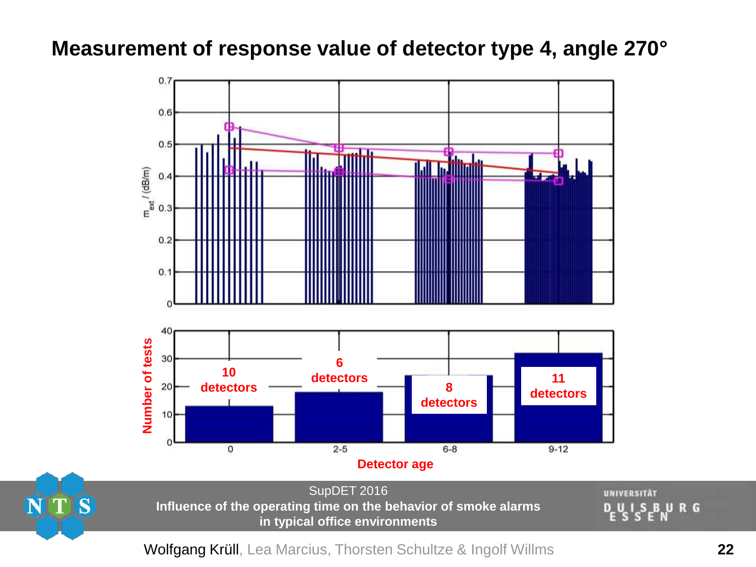# Measurement of response value of detector type 4, angle 270°

$m_{ext}$ / (dB/m)

Number of tests

| Detector age | 0 | 2-5 | 6-8 | 9-12 |
|---|---|---|---|---|
| Detectors | 10 detectors | 6 detectors | 8 detectors | 11 detectors |

Detector age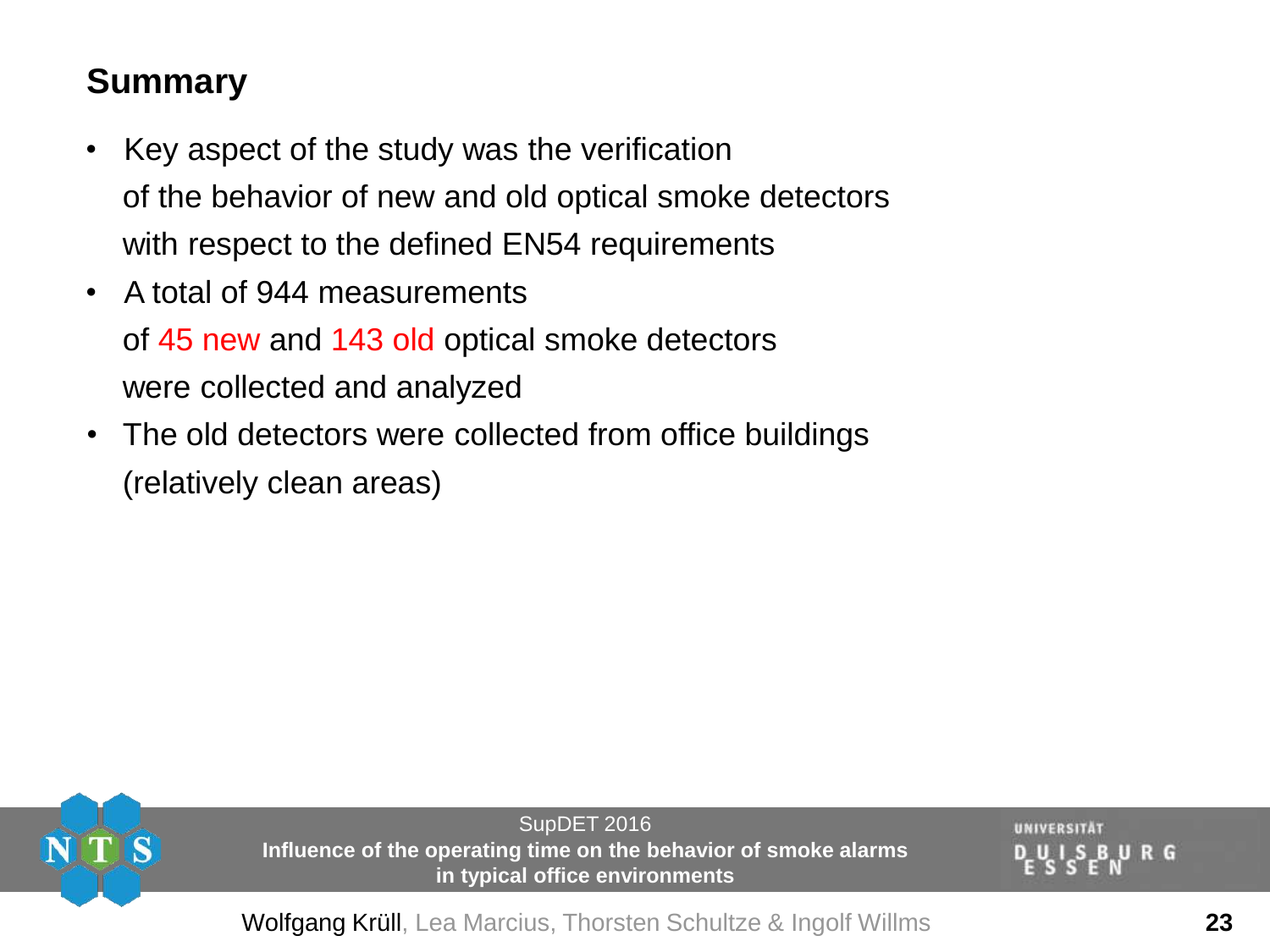## Summary

- Key aspect of the study was the verification of the behavior of new and old optical smoke detectors with respect to the defined EN54 requirements
- A total of 944 measurements of 45 new and 143 old optical smoke detectors were collected and analyzed
- The old detectors were collected from office buildings (relatively clean areas)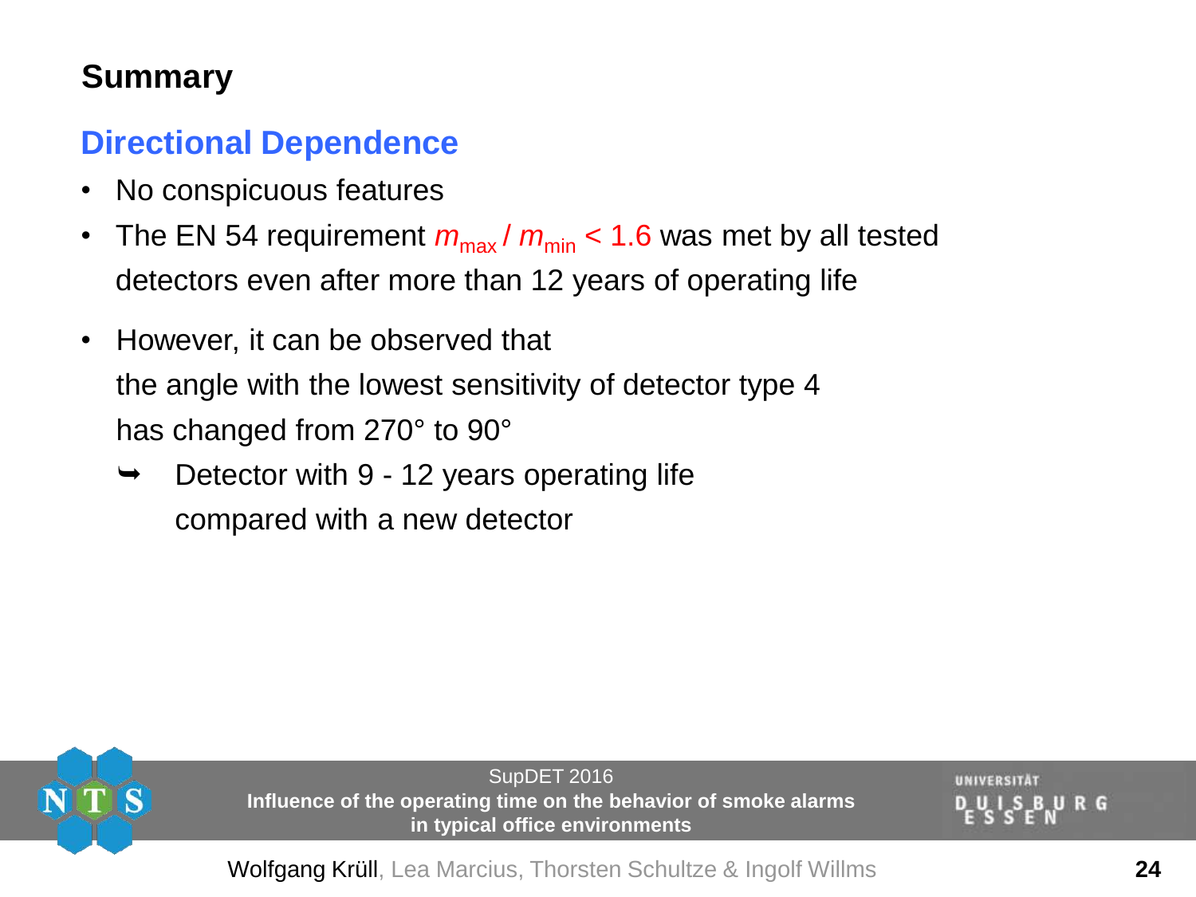## Summary

### Directional Dependence

- No conspicuous features
- The EN 54 requirement $m_{max} / m_{min} < 1.6$ was met by all tested detectors even after more than 12 years of operating life
- However, it can be observed that the angle with the lowest sensitivity of detector type 4 has changed from 270° to 90°
  - ➥ Detector with 9 - 12 years operating life compared with a new detector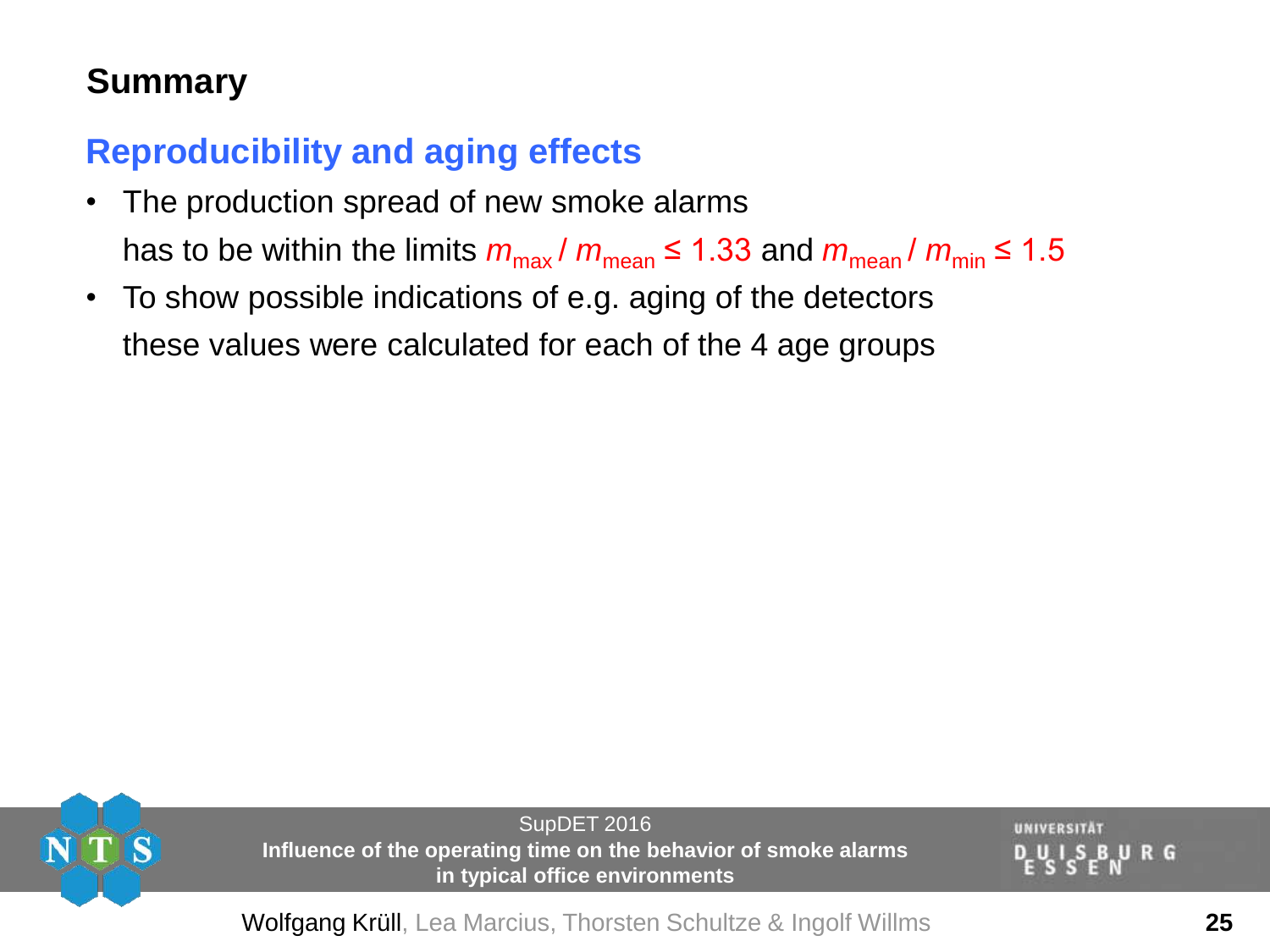# Summary

## Reproducibility and aging effects

- The production spread of new smoke alarms has to be within the limits $m_{max} / m_{mean} \leq 1.33$ and $m_{mean} / m_{min} \leq 1.5$
- To show possible indications of e.g. aging of the detectors these values were calculated for each of the 4 age groups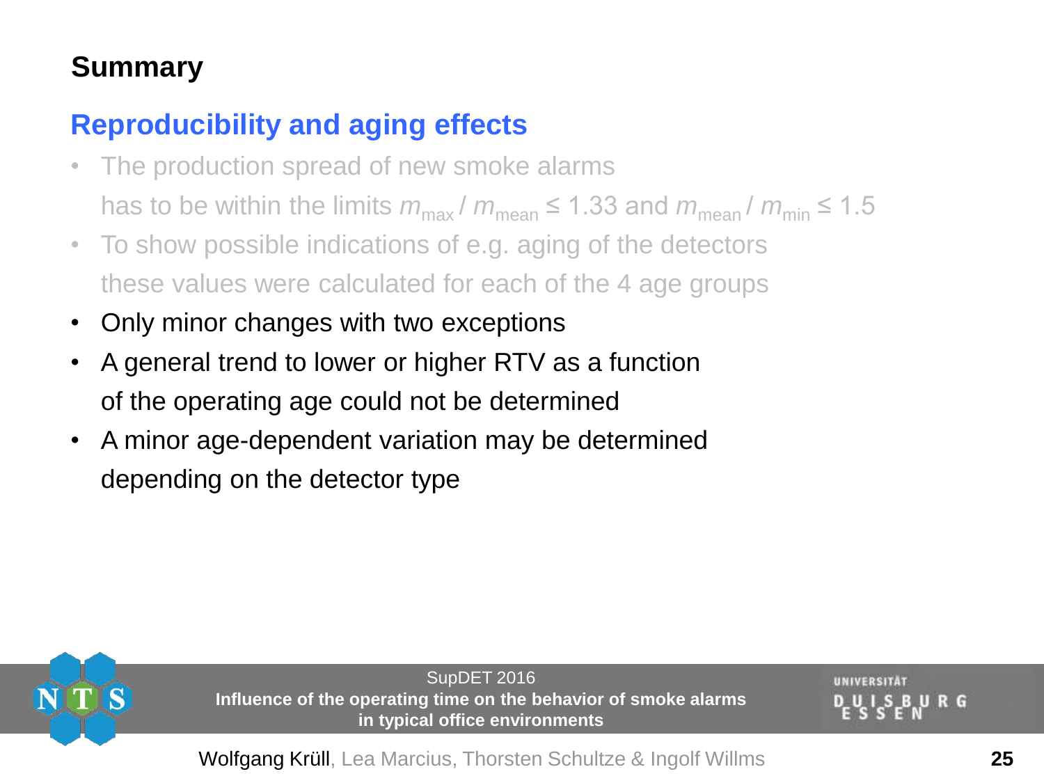# Summary

## Reproducibility and aging effects

- The production spread of new smoke alarms has to be within the limits $m_{max} / m_{mean} \leq 1.33$ and $m_{mean} / m_{min} \leq 1.5$
- To show possible indications of e.g. aging of the detectors these values were calculated for each of the 4 age groups
- Only minor changes with two exceptions
- A general trend to lower or higher RTV as a function of the operating age could not be determined
- A minor age-dependent variation may be determined depending on the detector type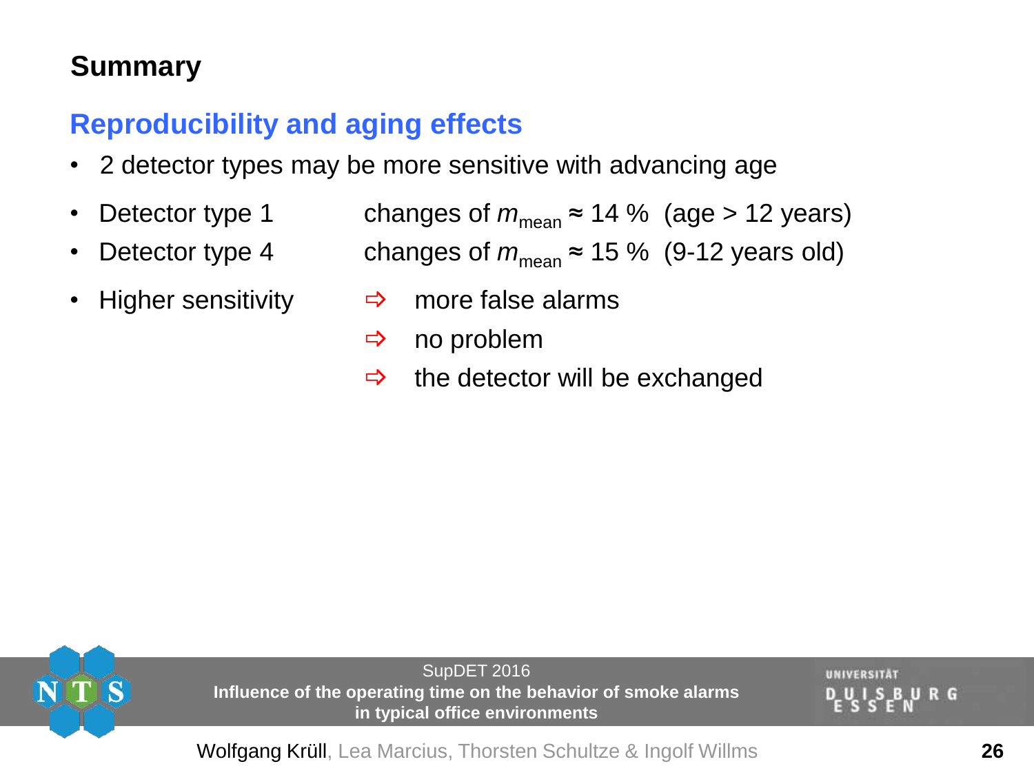## Summary

### Reproducibility and aging effects

- 2 detector types may be more sensitive with advancing age
- Detector type 1 — changes of $m_{mean} \approx 14$ % (age > 12 years)
- Detector type 4 — changes of $m_{mean} \approx 15$ % (9-12 years old)
- Higher sensitivity
  - ⇨ more false alarms
  - ⇨ no problem
  - ⇨ the detector will be exchanged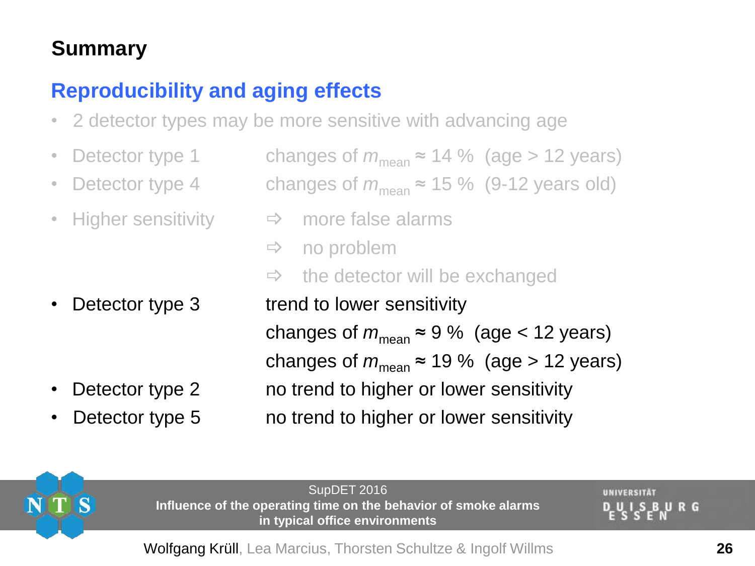# Summary

## Reproducibility and aging effects

- 2 detector types may be more sensitive with advancing age
- Detector type 1 — changes of $m_{mean}$ ≈ 14 % (age > 12 years)
- Detector type 4 — changes of $m_{mean}$ ≈ 15 % (9-12 years old)
- Higher sensitivity
  - ⇨ more false alarms
  - ⇨ no problem
  - ⇨ the detector will be exchanged
- Detector type 3 — trend to lower sensitivity
  - changes of $m_{mean}$ ≈ 9 % (age < 12 years)
  - changes of $m_{mean}$ ≈ 19 % (age > 12 years)
- Detector type 2 — no trend to higher or lower sensitivity
- Detector type 5 — no trend to higher or lower sensitivity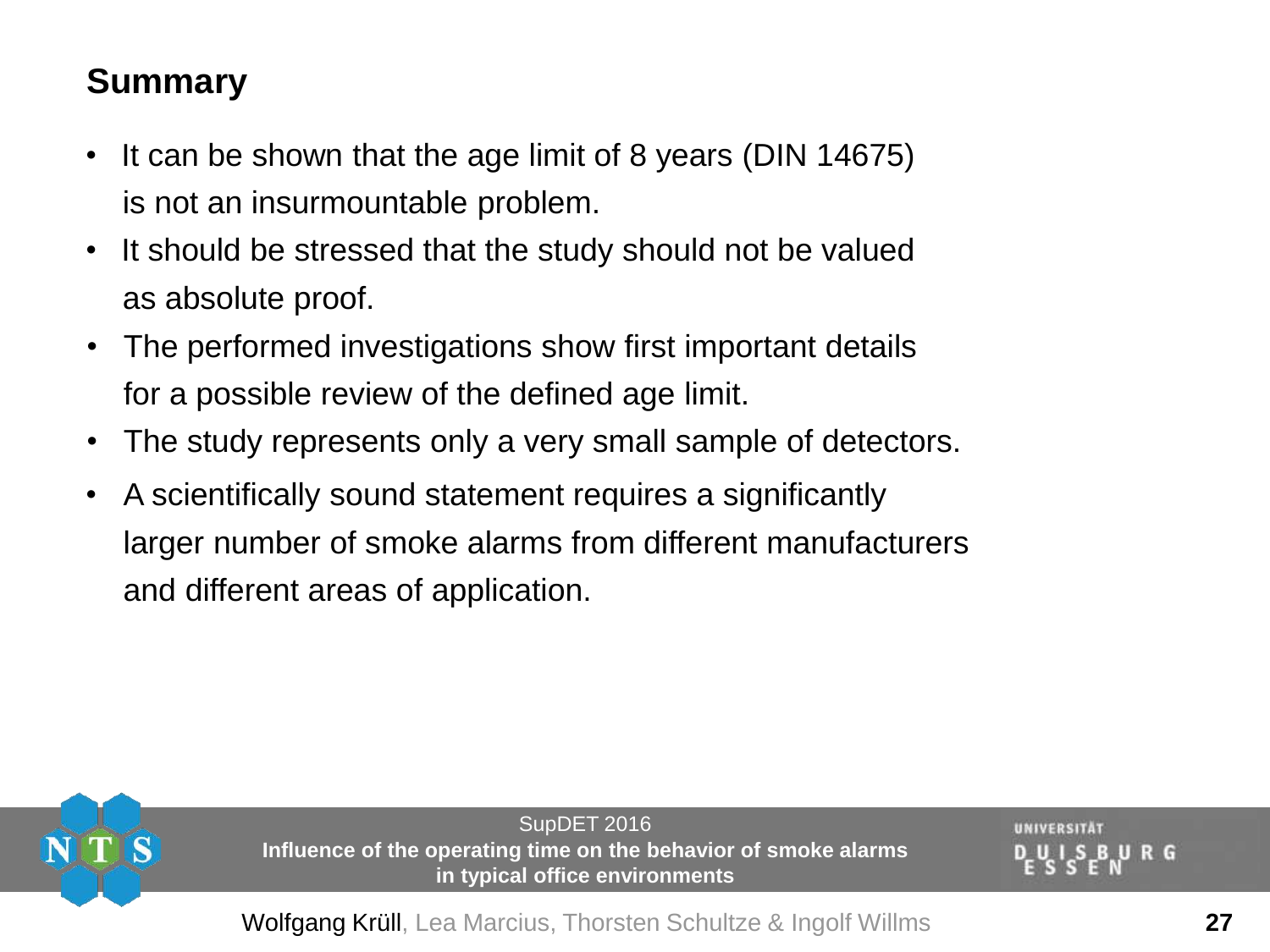## Summary

- It can be shown that the age limit of 8 years (DIN 14675) is not an insurmountable problem.
- It should be stressed that the study should not be valued as absolute proof.
- The performed investigations show first important details for a possible review of the defined age limit.
- The study represents only a very small sample of detectors.
- A scientifically sound statement requires a significantly larger number of smoke alarms from different manufacturers and different areas of application.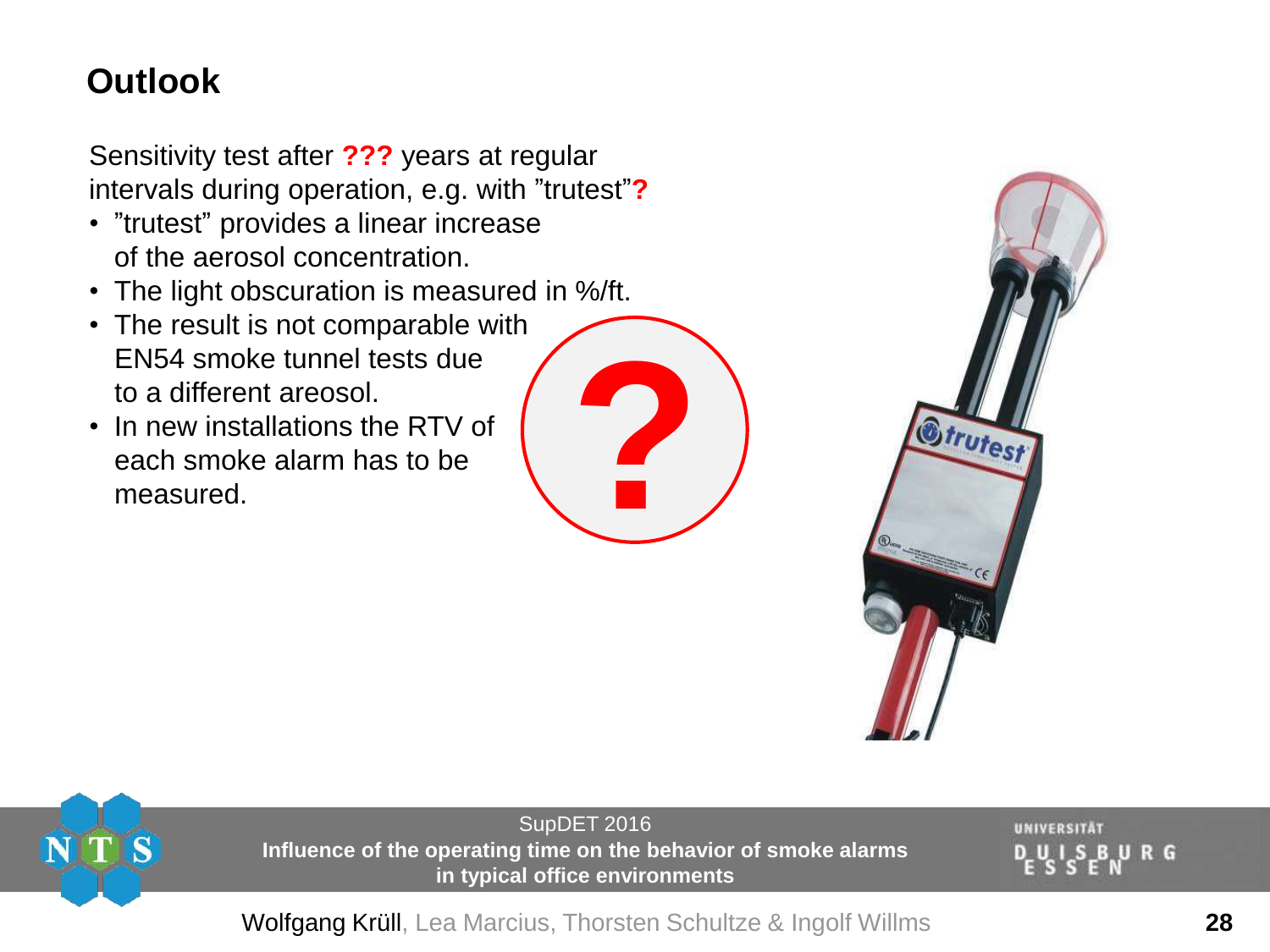# Outlook

Sensitivity test after **???** years at regular intervals during operation, e.g. with ”trutest”**?**

- ”trutest” provides a linear increase of the aerosol concentration.
- The light obscuration is measured in %/ft.
- The result is not comparable with EN54 smoke tunnel tests due to a different areosol.
- In new installations the RTV of each smoke alarm has to be measured.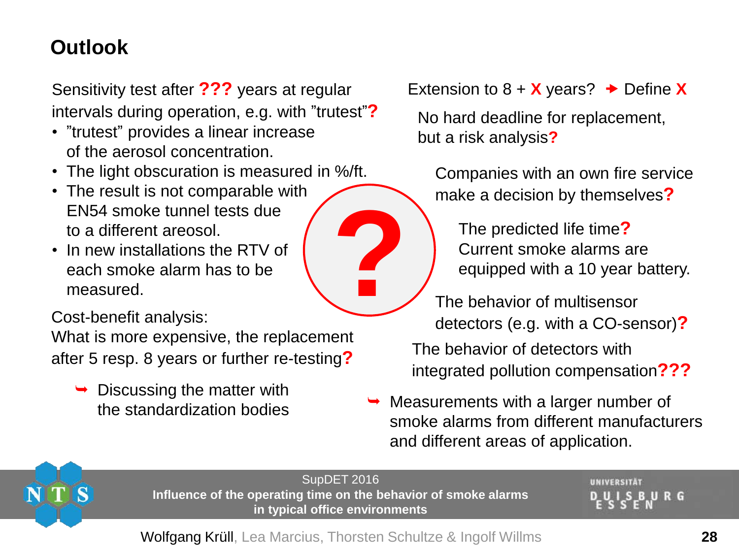# Outlook

Sensitivity test after **???** years at regular intervals during operation, e.g. with "trutest"**?**

- "trutest" provides a linear increase of the aerosol concentration.
- The light obscuration is measured in %/ft.
- The result is not comparable with EN54 smoke tunnel tests due to a different areosol.
- In new installations the RTV of each smoke alarm has to be measured.

Cost-benefit analysis:
What is more expensive, the replacement after 5 resp. 8 years or further re-testing**?**

➥ Discussing the matter with the standardization bodies

Extension to 8 + **X** years? ➔ Define **X**

No hard deadline for replacement, but a risk analysis**?**

Companies with an own fire service make a decision by themselves**?**

The predicted life time**?**
Current smoke alarms are equipped with a 10 year battery.

The behavior of multisensor detectors (e.g. with a CO-sensor)**?**

The behavior of detectors with integrated pollution compensation**???**

➥ Measurements with a larger number of smoke alarms from different manufacturers and different areas of application.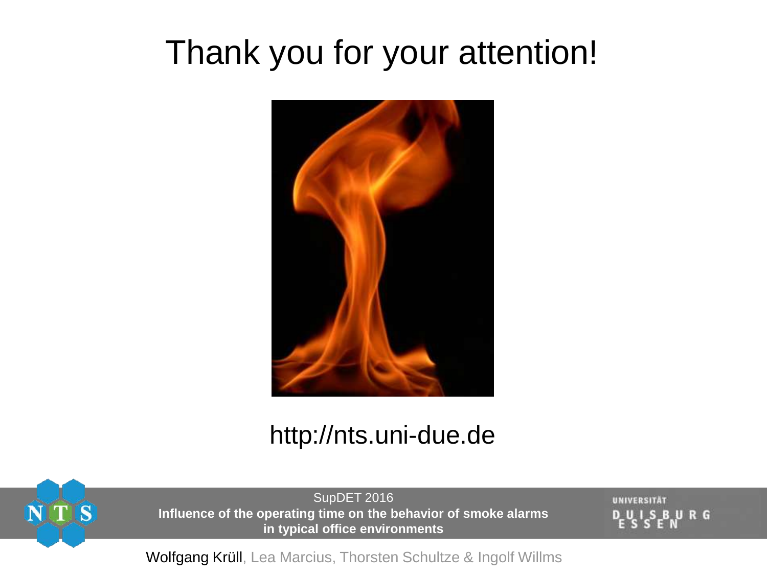# Thank you for your attention!

http://nts.uni-due.de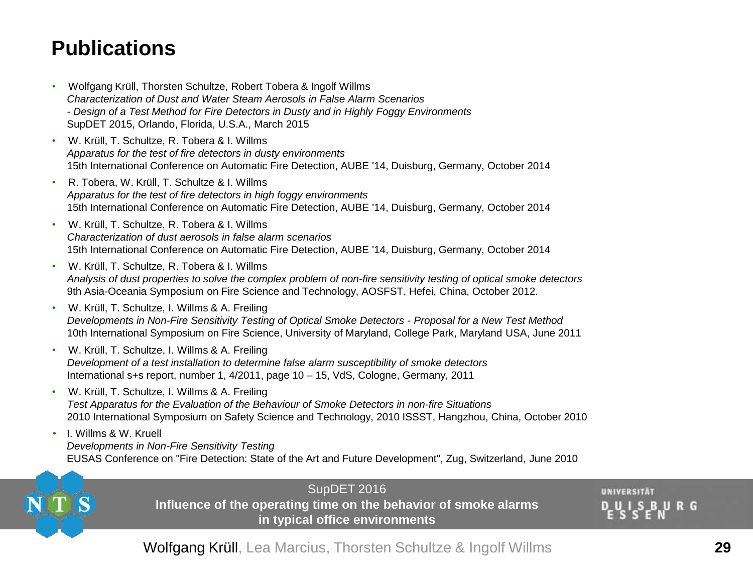# Publications

- Wolfgang Krüll, Thorsten Schultze, Robert Tobera & Ingolf Willms
  *Characterization of Dust and Water Steam Aerosols in False Alarm Scenarios*
  *- Design of a Test Method for Fire Detectors in Dusty and in Highly Foggy Environments*
  SupDET 2015, Orlando, Florida, U.S.A., March 2015
- W. Krüll, T. Schultze, R. Tobera & I. Willms
  *Apparatus for the test of fire detectors in dusty environments*
  15th International Conference on Automatic Fire Detection, AUBE '14, Duisburg, Germany, October 2014
- R. Tobera, W. Krüll, T. Schultze & I. Willms
  *Apparatus for the test of fire detectors in high foggy environments*
  15th International Conference on Automatic Fire Detection, AUBE '14, Duisburg, Germany, October 2014
- W. Krüll, T. Schultze, R. Tobera & I. Willms
  *Characterization of dust aerosols in false alarm scenarios*
  15th International Conference on Automatic Fire Detection, AUBE '14, Duisburg, Germany, October 2014
- W. Krüll, T. Schultze, R. Tobera & I. Willms
  *Analysis of dust properties to solve the complex problem of non-fire sensitivity testing of optical smoke detectors*
  9th Asia-Oceania Symposium on Fire Science and Technology, AOSFST, Hefei, China, October 2012.
- W. Krüll, T. Schultze, I. Willms & A. Freiling
  *Developments in Non-Fire Sensitivity Testing of Optical Smoke Detectors - Proposal for a New Test Method*
  10th International Symposium on Fire Science, University of Maryland, College Park, Maryland USA, June 2011
- W. Krüll, T. Schultze, I. Willms & A. Freiling
  *Development of a test installation to determine false alarm susceptibility of smoke detectors*
  International s+s report, number 1, 4/2011, page 10 – 15, VdS, Cologne, Germany, 2011
- W. Krüll, T. Schultze, I. Willms & A. Freiling
  *Test Apparatus for the Evaluation of the Behaviour of Smoke Detectors in non-fire Situations*
  2010 International Symposium on Safety Science and Technology, 2010 ISSST, Hangzhou, China, October 2010
- I. Willms & W. Kruell
  *Developments in Non-Fire Sensitivity Testing*
  EUSAS Conference on "Fire Detection: State of the Art and Future Development", Zug, Switzerland, June 2010